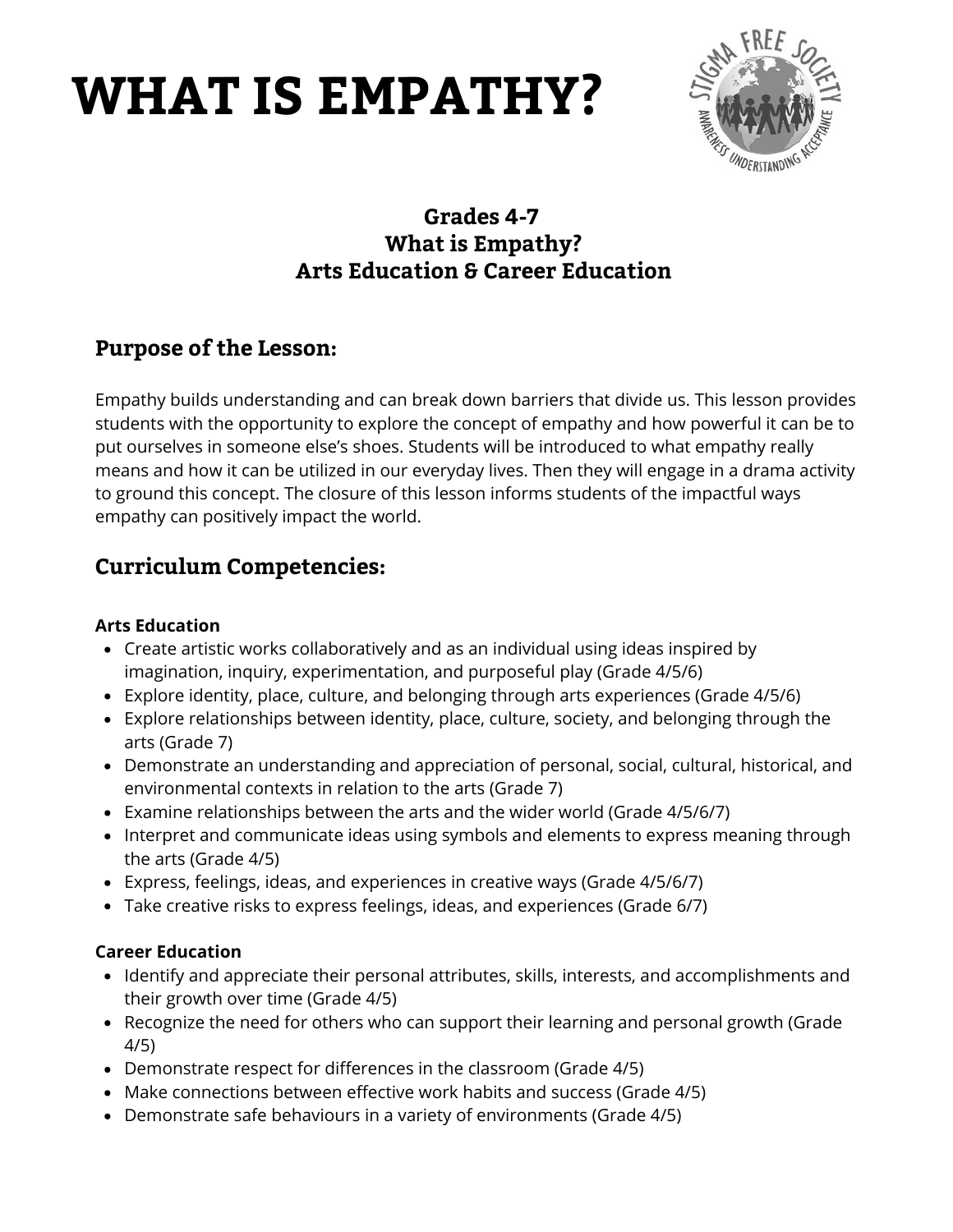# WHAT IS EMPATHY?

**Grades 4-7**
**What is Empathy?**
**Arts Education & Career Education**

## Purpose of the Lesson:

Empathy builds understanding and can break down barriers that divide us. This lesson provides students with the opportunity to explore the concept of empathy and how powerful it can be to put ourselves in someone else's shoes. Students will be introduced to what empathy really means and how it can be utilized in our everyday lives. Then they will engage in a drama activity to ground this concept. The closure of this lesson informs students of the impactful ways empathy can positively impact the world.

## Curriculum Competencies:

**Arts Education**

- Create artistic works collaboratively and as an individual using ideas inspired by imagination, inquiry, experimentation, and purposeful play (Grade 4/5/6)
- Explore identity, place, culture, and belonging through arts experiences (Grade 4/5/6)
- Explore relationships between identity, place, culture, society, and belonging through the arts (Grade 7)
- Demonstrate an understanding and appreciation of personal, social, cultural, historical, and environmental contexts in relation to the arts (Grade 7)
- Examine relationships between the arts and the wider world (Grade 4/5/6/7)
- Interpret and communicate ideas using symbols and elements to express meaning through the arts (Grade 4/5)
- Express, feelings, ideas, and experiences in creative ways (Grade 4/5/6/7)
- Take creative risks to express feelings, ideas, and experiences (Grade 6/7)

**Career Education**

- Identify and appreciate their personal attributes, skills, interests, and accomplishments and their growth over time (Grade 4/5)
- Recognize the need for others who can support their learning and personal growth (Grade 4/5)
- Demonstrate respect for differences in the classroom (Grade 4/5)
- Make connections between effective work habits and success (Grade 4/5)
- Demonstrate safe behaviours in a variety of environments (Grade 4/5)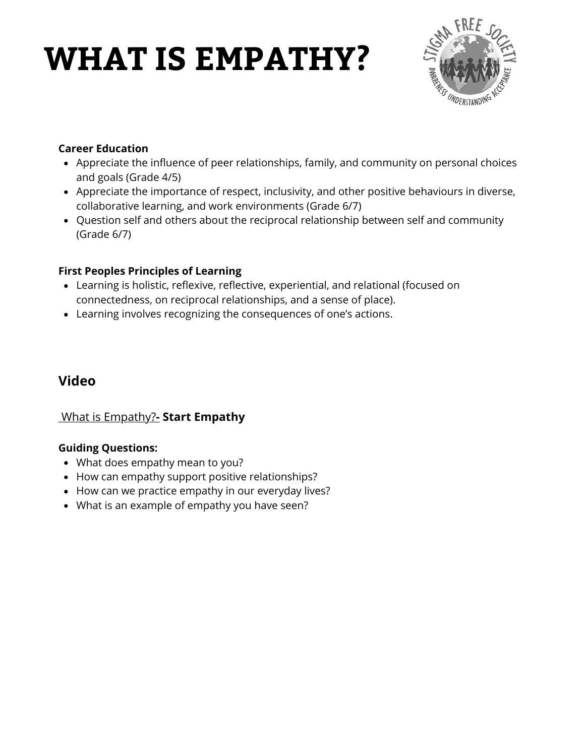# WHAT IS EMPATHY?

**Career Education**

- Appreciate the influence of peer relationships, family, and community on personal choices and goals (Grade 4/5)
- Appreciate the importance of respect, inclusivity, and other positive behaviours in diverse, collaborative learning, and work environments (Grade 6/7)
- Question self and others about the reciprocal relationship between self and community (Grade 6/7)

**First Peoples Principles of Learning**

- Learning is holistic, reflexive, reflective, experiential, and relational (focused on connectedness, on reciprocal relationships, and a sense of place).
- Learning involves recognizing the consequences of one's actions.

## Video

What is Empathy?**- Start Empathy**

**Guiding Questions:**

- What does empathy mean to you?
- How can empathy support positive relationships?
- How can we practice empathy in our everyday lives?
- What is an example of empathy you have seen?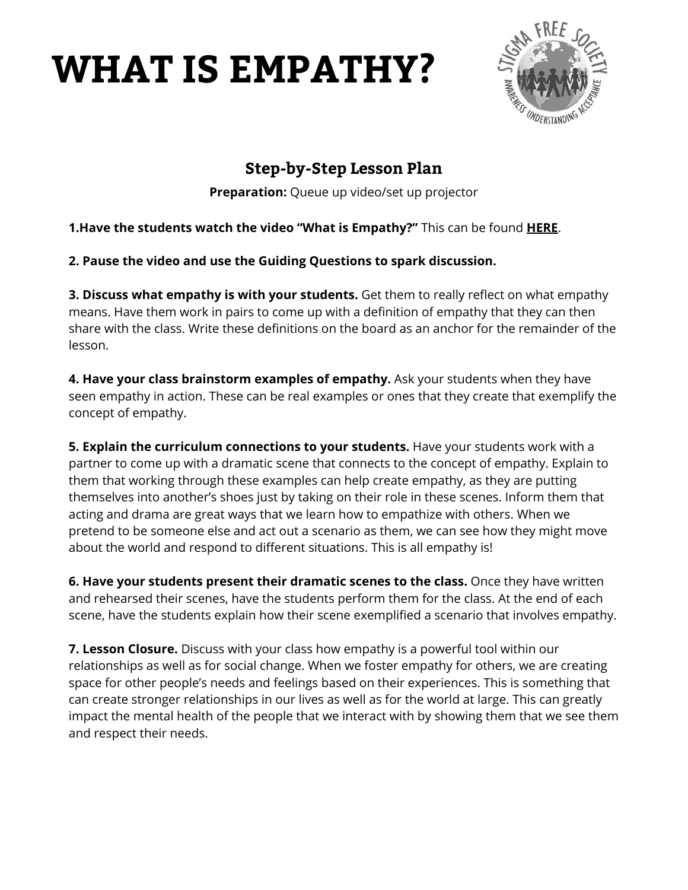# WHAT IS EMPATHY?

## Step-by-Step Lesson Plan

**Preparation:** Queue up video/set up projector

**1.Have the students watch the video "What is Empathy?"** This can be found **HERE**.

**2. Pause the video and use the Guiding Questions to spark discussion.**

**3. Discuss what empathy is with your students.** Get them to really reflect on what empathy means. Have them work in pairs to come up with a definition of empathy that they can then share with the class. Write these definitions on the board as an anchor for the remainder of the lesson.

**4. Have your class brainstorm examples of empathy.** Ask your students when they have seen empathy in action. These can be real examples or ones that they create that exemplify the concept of empathy.

**5. Explain the curriculum connections to your students.** Have your students work with a partner to come up with a dramatic scene that connects to the concept of empathy. Explain to them that working through these examples can help create empathy, as they are putting themselves into another's shoes just by taking on their role in these scenes. Inform them that acting and drama are great ways that we learn how to empathize with others. When we pretend to be someone else and act out a scenario as them, we can see how they might move about the world and respond to different situations. This is all empathy is!

**6. Have your students present their dramatic scenes to the class.** Once they have written and rehearsed their scenes, have the students perform them for the class. At the end of each scene, have the students explain how their scene exemplified a scenario that involves empathy.

**7. Lesson Closure.** Discuss with your class how empathy is a powerful tool within our relationships as well as for social change. When we foster empathy for others, we are creating space for other people's needs and feelings based on their experiences. This is something that can create stronger relationships in our lives as well as for the world at large. This can greatly impact the mental health of the people that we interact with by showing them that we see them and respect their needs.